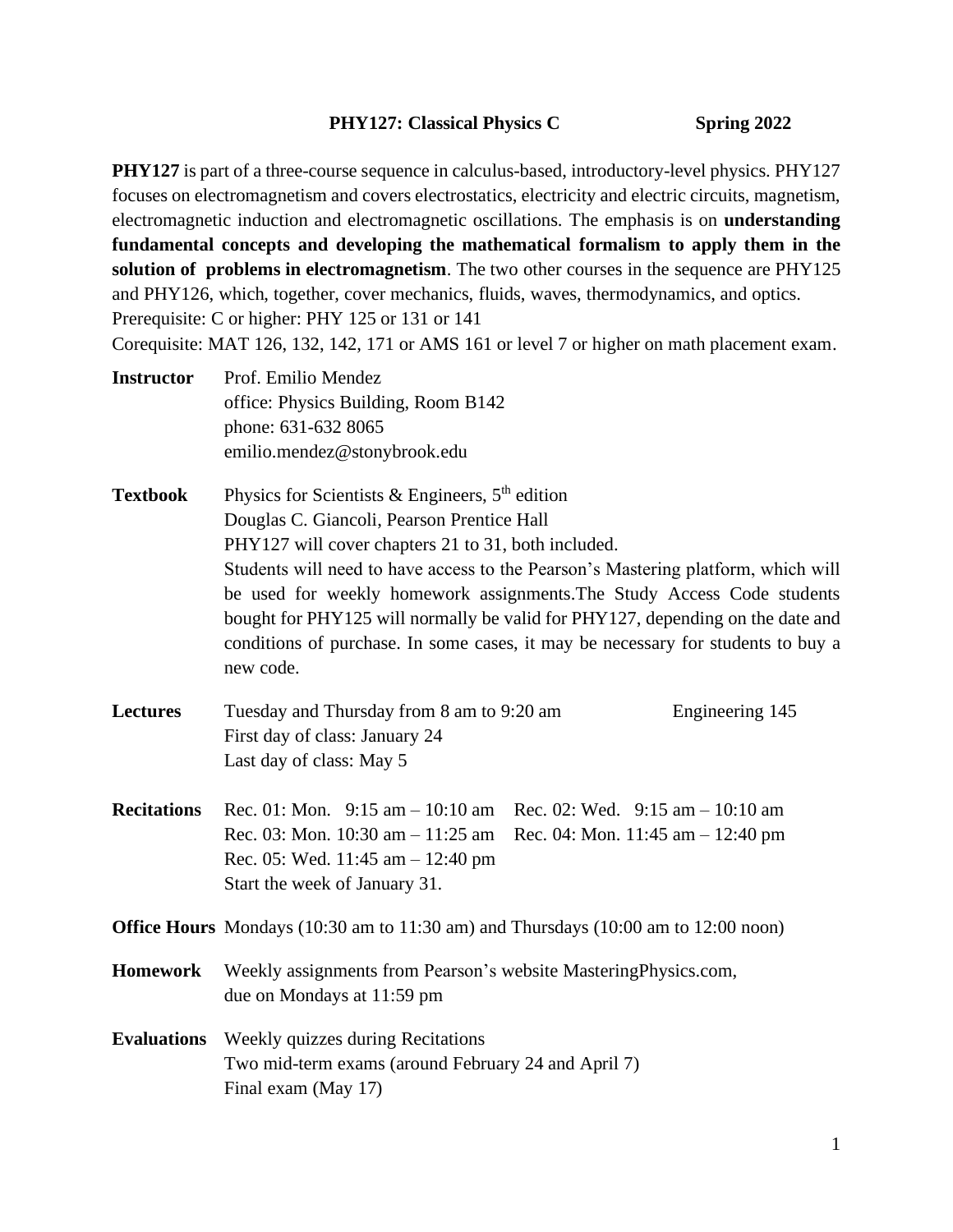# PHY127: Classical Physics C Spring 2022

**PHY127** is part of a three-course sequence in calculus-based, introductory-level physics. PHY127 focuses on electromagnetism and covers electrostatics, electricity and electric circuits, magnetism, electromagnetic induction and electromagnetic oscillations. The emphasis is on **understanding fundamental concepts and developing the mathematical formalism to apply them in the solution of problems in electromagnetism**. The two other courses in the sequence are PHY125 and PHY126, which, together, cover mechanics, fluids, waves, thermodynamics, and optics.
Prerequisite: C or higher: PHY 125 or 131 or 141
Corequisite: MAT 126, 132, 142, 171 or AMS 161 or level 7 or higher on math placement exam.

**Instructor** Prof. Emilio Mendez
office: Physics Building, Room B142
phone: 631-632 8065
emilio.mendez@stonybrook.edu

**Textbook** Physics for Scientists & Engineers, 5th edition
Douglas C. Giancoli, Pearson Prentice Hall
PHY127 will cover chapters 21 to 31, both included.
Students will need to have access to the Pearson's Mastering platform, which will be used for weekly homework assignments.The Study Access Code students bought for PHY125 will normally be valid for PHY127, depending on the date and conditions of purchase. In some cases, it may be necessary for students to buy a new code.

**Lectures** Tuesday and Thursday from 8 am to 9:20 am Engineering 145
First day of class: January 24
Last day of class: May 5

**Recitations**
Rec. 01: Mon. 9:15 am – 10:10 am
Rec. 02: Wed. 9:15 am – 10:10 am
Rec. 03: Mon. 10:30 am – 11:25 am
Rec. 04: Mon. 11:45 am – 12:40 pm
Rec. 05: Wed. 11:45 am – 12:40 pm
Start the week of January 31.

**Office Hours** Mondays (10:30 am to 11:30 am) and Thursdays (10:00 am to 12:00 noon)

**Homework** Weekly assignments from Pearson's website MasteringPhysics.com, due on Mondays at 11:59 pm

**Evaluations** Weekly quizzes during Recitations
Two mid-term exams (around February 24 and April 7)
Final exam (May 17)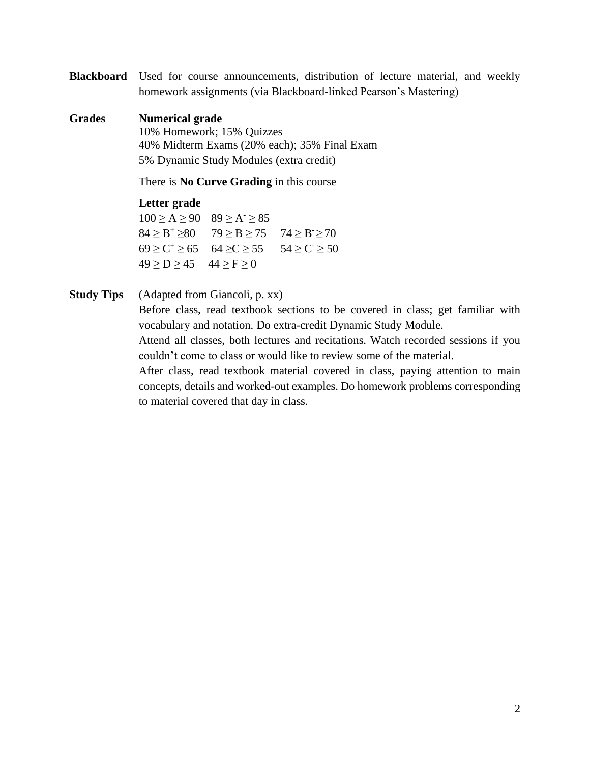**Blackboard** Used for course announcements, distribution of lecture material, and weekly homework assignments (via Blackboard-linked Pearson's Mastering)

**Grades**

**Numerical grade**

10% Homework; 15% Quizzes

40% Midterm Exams (20% each); 35% Final Exam

5% Dynamic Study Modules (extra credit)

There is **No Curve Grading** in this course

**Letter grade**

$100 \geq A \geq 90$ $89 \geq A^{-} \geq 85$

$84 \geq B^{+} \geq 80$ $79 \geq B \geq 75$ $74 \geq B^{-} \geq 70$

$69 \geq C^{+} \geq 65$ $64 \geq C \geq 55$ $54 \geq C^{-} \geq 50$

$49 \geq D \geq 45$ $44 \geq F \geq 0$

**Study Tips** (Adapted from Giancoli, p. xx)

Before class, read textbook sections to be covered in class; get familiar with vocabulary and notation. Do extra-credit Dynamic Study Module.

Attend all classes, both lectures and recitations. Watch recorded sessions if you couldn't come to class or would like to review some of the material.

After class, read textbook material covered in class, paying attention to main concepts, details and worked-out examples. Do homework problems corresponding to material covered that day in class.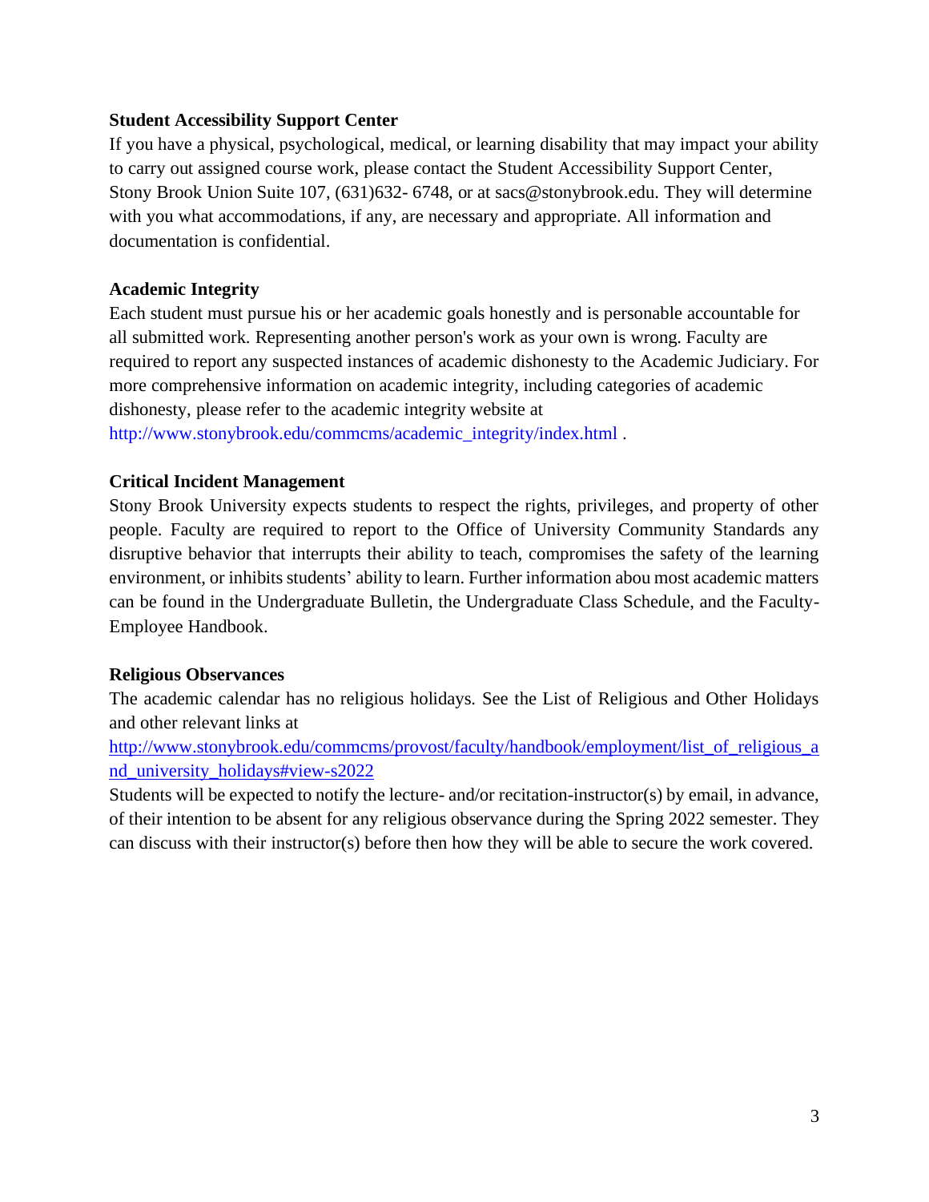**Student Accessibility Support Center**

If you have a physical, psychological, medical, or learning disability that may impact your ability to carry out assigned course work, please contact the Student Accessibility Support Center, Stony Brook Union Suite 107, (631)632- 6748, or at sacs@stonybrook.edu. They will determine with you what accommodations, if any, are necessary and appropriate. All information and documentation is confidential.

**Academic Integrity**

Each student must pursue his or her academic goals honestly and is personable accountable for all submitted work. Representing another person's work as your own is wrong. Faculty are required to report any suspected instances of academic dishonesty to the Academic Judiciary. For more comprehensive information on academic integrity, including categories of academic dishonesty, please refer to the academic integrity website at http://www.stonybrook.edu/commcms/academic_integrity/index.html .

**Critical Incident Management**

Stony Brook University expects students to respect the rights, privileges, and property of other people. Faculty are required to report to the Office of University Community Standards any disruptive behavior that interrupts their ability to teach, compromises the safety of the learning environment, or inhibits students' ability to learn. Further information abou most academic matters can be found in the Undergraduate Bulletin, the Undergraduate Class Schedule, and the Faculty-Employee Handbook.

**Religious Observances**

The academic calendar has no religious holidays. See the List of Religious and Other Holidays and other relevant links at http://www.stonybrook.edu/commcms/provost/faculty/handbook/employment/list_of_religious_and_university_holidays#view-s2022

Students will be expected to notify the lecture- and/or recitation-instructor(s) by email, in advance, of their intention to be absent for any religious observance during the Spring 2022 semester. They can discuss with their instructor(s) before then how they will be able to secure the work covered.